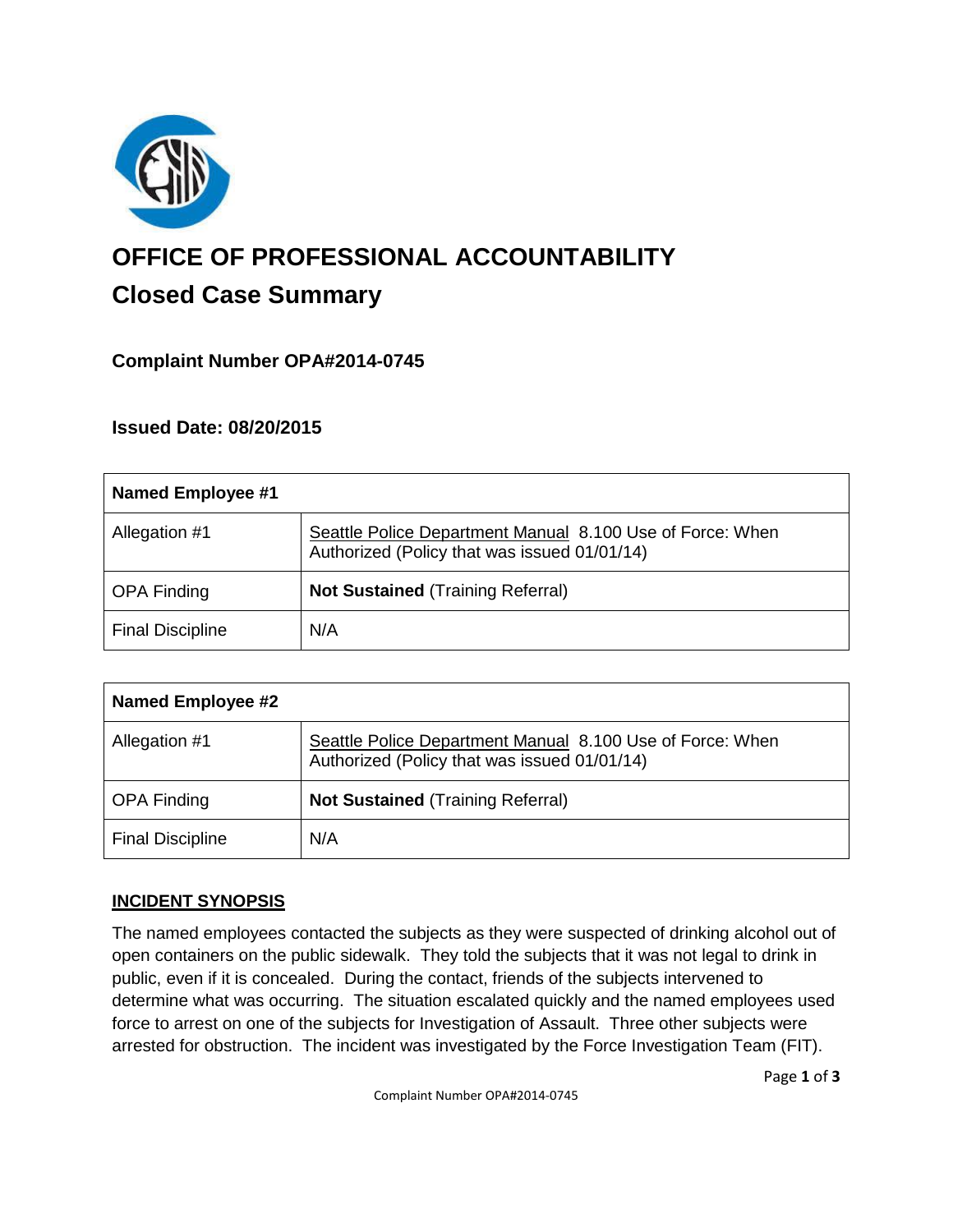# OFFICE OF PROFESSIONAL ACCOUNTABILITY

## Closed Case Summary

### Complaint Number OPA#2014-0745

### Issued Date: 08/20/2015

| **Named Employee #1** | |
|---|---|
| Allegation #1 | Seattle Police Department Manual 8.100 Use of Force: When Authorized (Policy that was issued 01/01/14) |
| OPA Finding | **Not Sustained** (Training Referral) |
| Final Discipline | N/A |

| **Named Employee #2** | |
|---|---|
| Allegation #1 | Seattle Police Department Manual 8.100 Use of Force: When Authorized (Policy that was issued 01/01/14) |
| OPA Finding | **Not Sustained** (Training Referral) |
| Final Discipline | N/A |

## INCIDENT SYNOPSIS

The named employees contacted the subjects as they were suspected of drinking alcohol out of open containers on the public sidewalk. They told the subjects that it was not legal to drink in public, even if it is concealed. During the contact, friends of the subjects intervened to determine what was occurring. The situation escalated quickly and the named employees used force to arrest on one of the subjects for Investigation of Assault. Three other subjects were arrested for obstruction. The incident was investigated by the Force Investigation Team (FIT).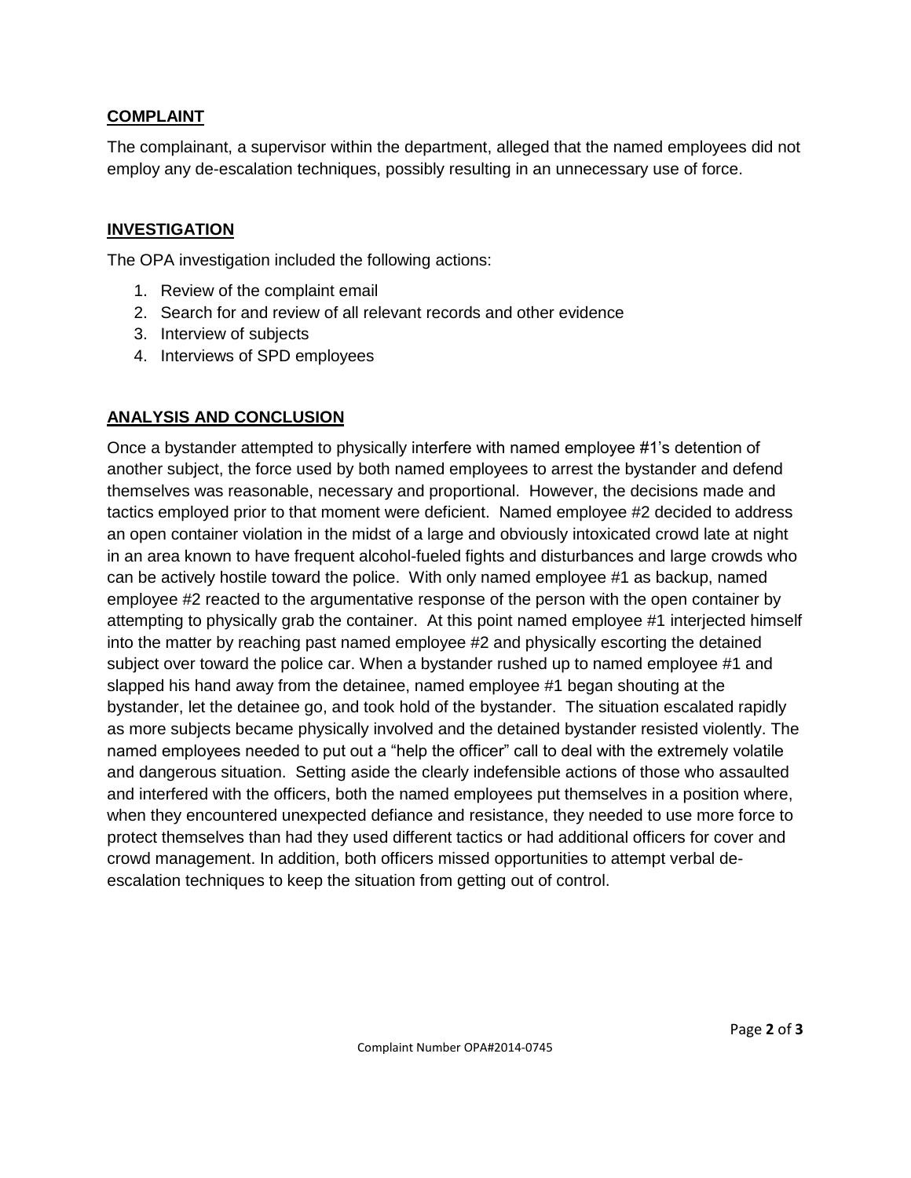## COMPLAINT

The complainant, a supervisor within the department, alleged that the named employees did not employ any de-escalation techniques, possibly resulting in an unnecessary use of force.

## INVESTIGATION

The OPA investigation included the following actions:

1. Review of the complaint email
2. Search for and review of all relevant records and other evidence
3. Interview of subjects
4. Interviews of SPD employees

## ANALYSIS AND CONCLUSION

Once a bystander attempted to physically interfere with named employee #1's detention of another subject, the force used by both named employees to arrest the bystander and defend themselves was reasonable, necessary and proportional. However, the decisions made and tactics employed prior to that moment were deficient. Named employee #2 decided to address an open container violation in the midst of a large and obviously intoxicated crowd late at night in an area known to have frequent alcohol-fueled fights and disturbances and large crowds who can be actively hostile toward the police. With only named employee #1 as backup, named employee #2 reacted to the argumentative response of the person with the open container by attempting to physically grab the container. At this point named employee #1 interjected himself into the matter by reaching past named employee #2 and physically escorting the detained subject over toward the police car. When a bystander rushed up to named employee #1 and slapped his hand away from the detainee, named employee #1 began shouting at the bystander, let the detainee go, and took hold of the bystander. The situation escalated rapidly as more subjects became physically involved and the detained bystander resisted violently. The named employees needed to put out a "help the officer" call to deal with the extremely volatile and dangerous situation. Setting aside the clearly indefensible actions of those who assaulted and interfered with the officers, both the named employees put themselves in a position where, when they encountered unexpected defiance and resistance, they needed to use more force to protect themselves than had they used different tactics or had additional officers for cover and crowd management. In addition, both officers missed opportunities to attempt verbal de-escalation techniques to keep the situation from getting out of control.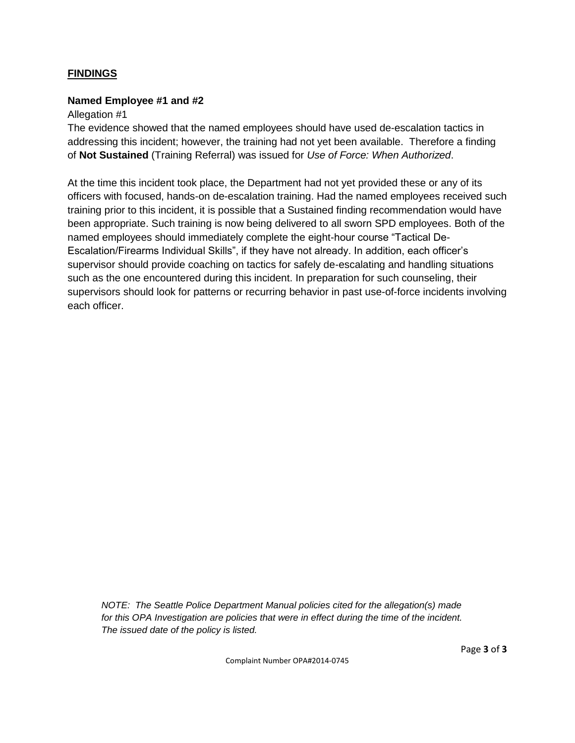## FINDINGS

**Named Employee #1 and #2**

Allegation #1

The evidence showed that the named employees should have used de-escalation tactics in addressing this incident; however, the training had not yet been available. Therefore a finding of **Not Sustained** (Training Referral) was issued for *Use of Force: When Authorized*.

At the time this incident took place, the Department had not yet provided these or any of its officers with focused, hands-on de-escalation training. Had the named employees received such training prior to this incident, it is possible that a Sustained finding recommendation would have been appropriate. Such training is now being delivered to all sworn SPD employees. Both of the named employees should immediately complete the eight-hour course "Tactical De-Escalation/Firearms Individual Skills", if they have not already. In addition, each officer's supervisor should provide coaching on tactics for safely de-escalating and handling situations such as the one encountered during this incident. In preparation for such counseling, their supervisors should look for patterns or recurring behavior in past use-of-force incidents involving each officer.

*NOTE: The Seattle Police Department Manual policies cited for the allegation(s) made for this OPA Investigation are policies that were in effect during the time of the incident. The issued date of the policy is listed.*

Complaint Number OPA#2014-0745